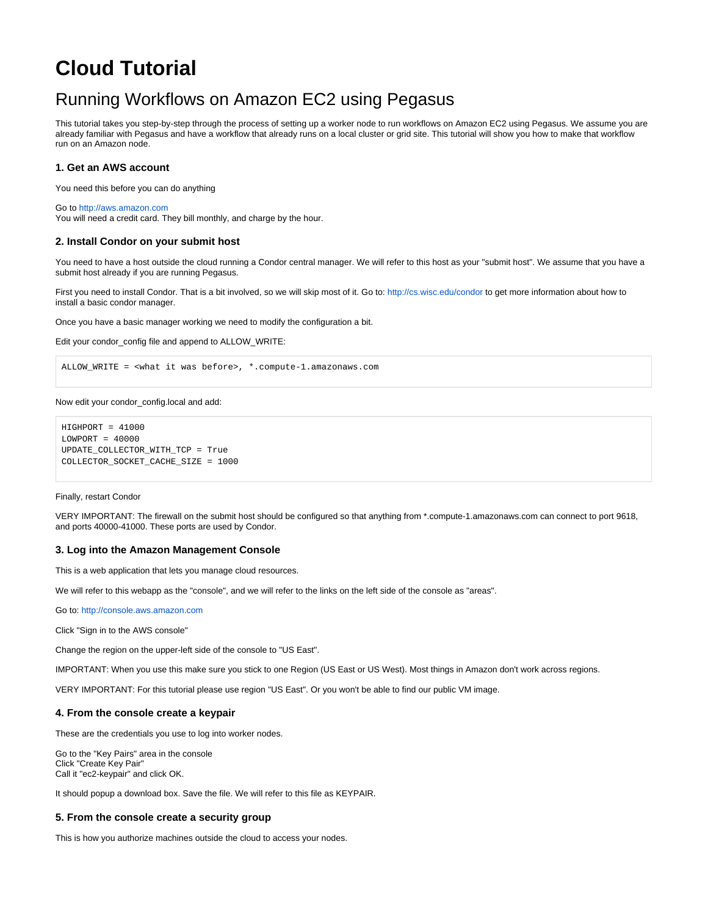# Cloud Tutorial

## Running Workflows on Amazon EC2 using Pegasus

This tutorial takes you step-by-step through the process of setting up a worker node to run workflows on Amazon EC2 using Pegasus. We assume you are already familiar with Pegasus and have a workflow that already runs on a local cluster or grid site. This tutorial will show you how to make that workflow run on an Amazon node.

### 1. Get an AWS account

You need this before you can do anything

Go to http://aws.amazon.com
You will need a credit card. They bill monthly, and charge by the hour.

### 2. Install Condor on your submit host

You need to have a host outside the cloud running a Condor central manager. We will refer to this host as your "submit host". We assume that you have a submit host already if you are running Pegasus.

First you need to install Condor. That is a bit involved, so we will skip most of it. Go to: http://cs.wisc.edu/condor to get more information about how to install a basic condor manager.

Once you have a basic manager working we need to modify the configuration a bit.

Edit your condor_config file and append to ALLOW_WRITE:

```
ALLOW_WRITE = <what it was before>, *.compute-1.amazonaws.com
```

Now edit your condor_config.local and add:

```
HIGHPORT = 41000
LOWPORT = 40000
UPDATE_COLLECTOR_WITH_TCP = True
COLLECTOR_SOCKET_CACHE_SIZE = 1000
```

Finally, restart Condor

VERY IMPORTANT: The firewall on the submit host should be configured so that anything from *.compute-1.amazonaws.com can connect to port 9618, and ports 40000-41000. These ports are used by Condor.

### 3. Log into the Amazon Management Console

This is a web application that lets you manage cloud resources.

We will refer to this webapp as the "console", and we will refer to the links on the left side of the console as "areas".

Go to: http://console.aws.amazon.com

Click "Sign in to the AWS console"

Change the region on the upper-left side of the console to "US East".

IMPORTANT: When you use this make sure you stick to one Region (US East or US West). Most things in Amazon don't work across regions.

VERY IMPORTANT: For this tutorial please use region "US East". Or you won't be able to find our public VM image.

### 4. From the console create a keypair

These are the credentials you use to log into worker nodes.

Go to the "Key Pairs" area in the console
Click "Create Key Pair"
Call it "ec2-keypair" and click OK.

It should popup a download box. Save the file. We will refer to this file as KEYPAIR.

### 5. From the console create a security group

This is how you authorize machines outside the cloud to access your nodes.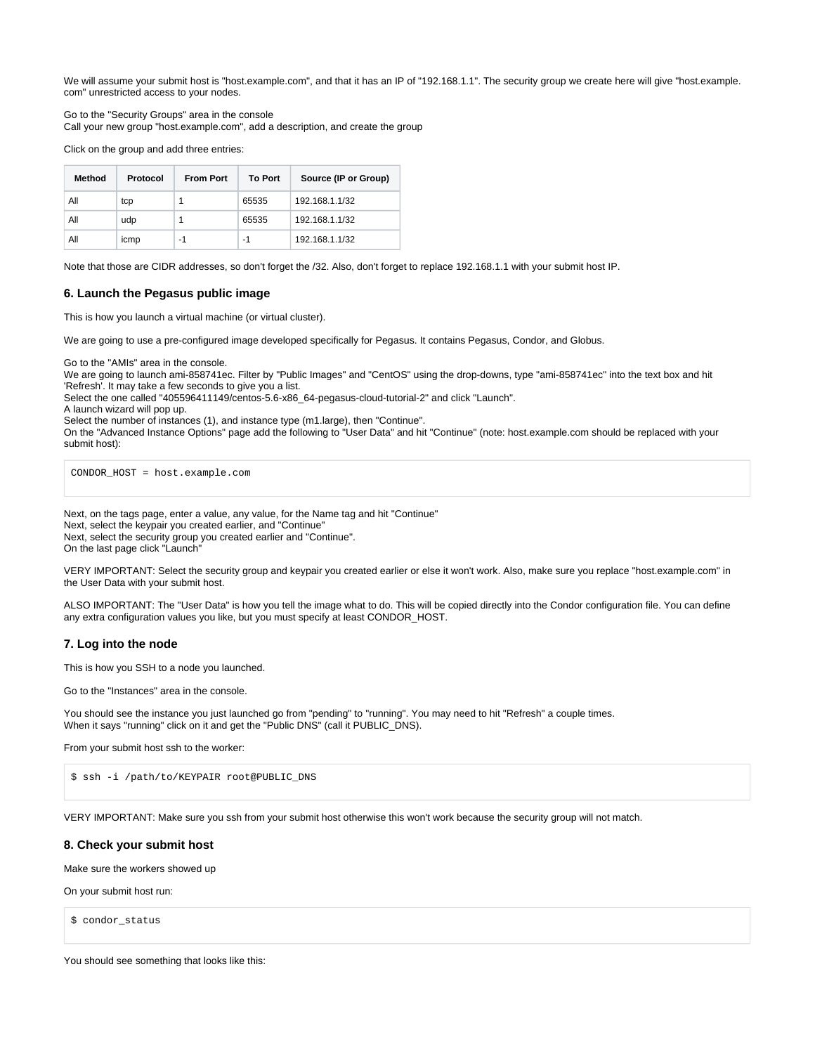We will assume your submit host is "host.example.com", and that it has an IP of "192.168.1.1". The security group we create here will give "host.example.com" unrestricted access to your nodes.

Go to the "Security Groups" area in the console
Call your new group "host.example.com", add a description, and create the group

Click on the group and add three entries:

| Method | Protocol | From Port | To Port | Source (IP or Group) |
|---|---|---|---|---|
| All | tcp | 1 | 65535 | 192.168.1.1/32 |
| All | udp | 1 | 65535 | 192.168.1.1/32 |
| All | icmp | -1 | -1 | 192.168.1.1/32 |

Note that those are CIDR addresses, so don't forget the /32. Also, don't forget to replace 192.168.1.1 with your submit host IP.

### 6. Launch the Pegasus public image

This is how you launch a virtual machine (or virtual cluster).

We are going to use a pre-configured image developed specifically for Pegasus. It contains Pegasus, Condor, and Globus.

Go to the "AMIs" area in the console.
We are going to launch ami-858741ec. Filter by "Public Images" and "CentOS" using the drop-downs, type "ami-858741ec" into the text box and hit 'Refresh'. It may take a few seconds to give you a list.
Select the one called "405596411149/centos-5.6-x86_64-pegasus-cloud-tutorial-2" and click "Launch".
A launch wizard will pop up.
Select the number of instances (1), and instance type (m1.large), then "Continue".
On the "Advanced Instance Options" page add the following to "User Data" and hit "Continue" (note: host.example.com should be replaced with your submit host):

```
CONDOR_HOST = host.example.com
```

Next, on the tags page, enter a value, any value, for the Name tag and hit "Continue"
Next, select the keypair you created earlier, and "Continue"
Next, select the security group you created earlier and "Continue".
On the last page click "Launch"

VERY IMPORTANT: Select the security group and keypair you created earlier or else it won't work. Also, make sure you replace "host.example.com" in the User Data with your submit host.

ALSO IMPORTANT: The "User Data" is how you tell the image what to do. This will be copied directly into the Condor configuration file. You can define any extra configuration values you like, but you must specify at least CONDOR_HOST.

### 7. Log into the node

This is how you SSH to a node you launched.

Go to the "Instances" area in the console.

You should see the instance you just launched go from "pending" to "running". You may need to hit "Refresh" a couple times.
When it says "running" click on it and get the "Public DNS" (call it PUBLIC_DNS).

From your submit host ssh to the worker:

```
$ ssh -i /path/to/KEYPAIR root@PUBLIC_DNS
```

VERY IMPORTANT: Make sure you ssh from your submit host otherwise this won't work because the security group will not match.

### 8. Check your submit host

Make sure the workers showed up

On your submit host run:

```
$ condor_status
```

You should see something that looks like this: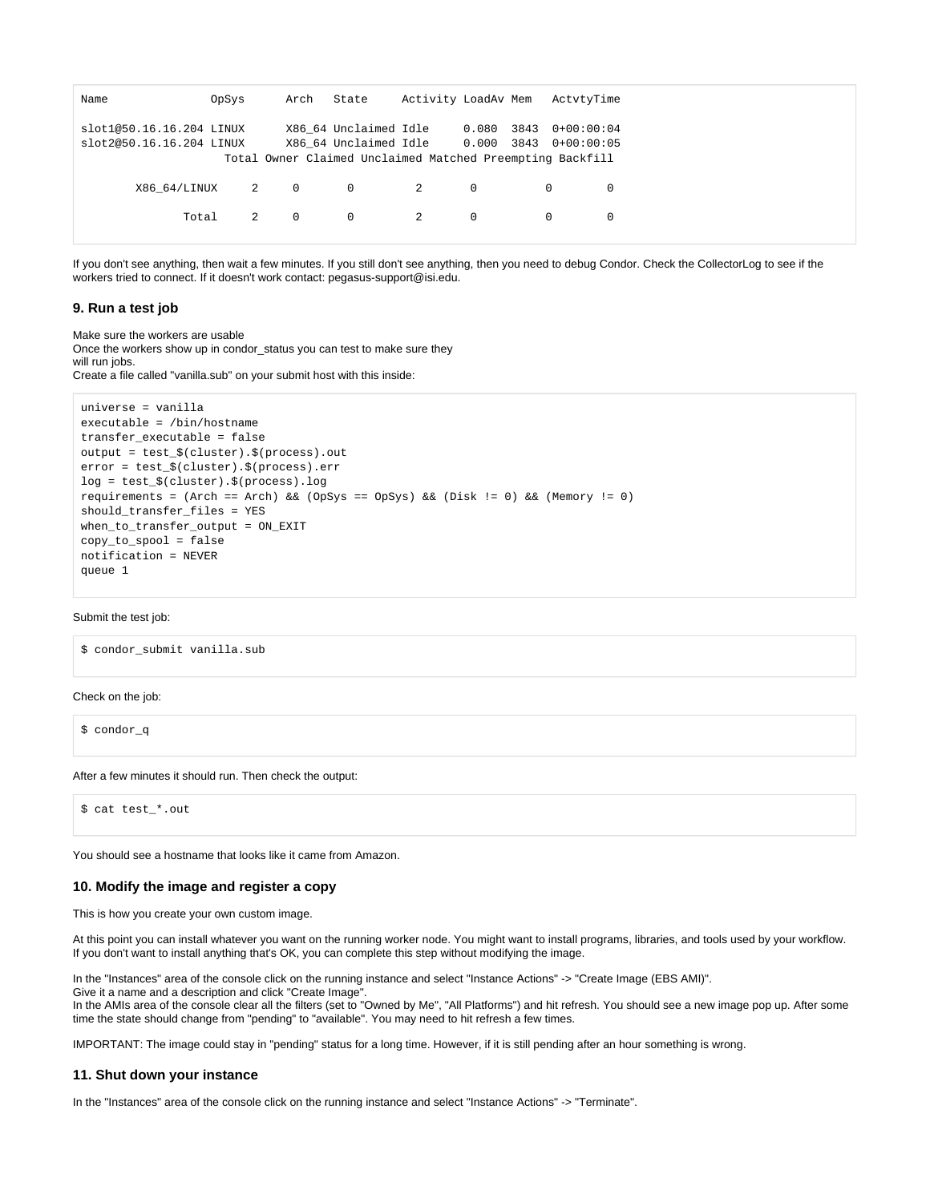```
Name               OpSys      Arch   State     Activity LoadAv Mem   ActvtyTime

slot1@50.16.16.204 LINUX      X86_64 Unclaimed Idle     0.080  3843  0+00:00:04
slot2@50.16.16.204 LINUX      X86_64 Unclaimed Idle     0.000  3843  0+00:00:05
                     Total Owner Claimed Unclaimed Matched Preempting Backfill

        X86_64/LINUX     2     0       0         2       0          0        0

               Total     2     0       0         2       0          0        0
```

If you don't see anything, then wait a few minutes. If you still don't see anything, then you need to debug Condor. Check the CollectorLog to see if the workers tried to connect. If it doesn't work contact: pegasus-support@isi.edu.

### 9. Run a test job

Make sure the workers are usable
Once the workers show up in condor_status you can test to make sure they
will run jobs.
Create a file called "vanilla.sub" on your submit host with this inside:

```
universe = vanilla
executable = /bin/hostname
transfer_executable = false
output = test_$(cluster).$(process).out
error = test_$(cluster).$(process).err
log = test_$(cluster).$(process).log
requirements = (Arch == Arch) && (OpSys == OpSys) && (Disk != 0) && (Memory != 0)
should_transfer_files = YES
when_to_transfer_output = ON_EXIT
copy_to_spool = false
notification = NEVER
queue 1
```

Submit the test job:

```
$ condor_submit vanilla.sub
```

Check on the job:

```
$ condor_q
```

After a few minutes it should run. Then check the output:

```
$ cat test_*.out
```

You should see a hostname that looks like it came from Amazon.

### 10. Modify the image and register a copy

This is how you create your own custom image.

At this point you can install whatever you want on the running worker node. You might want to install programs, libraries, and tools used by your workflow. If you don't want to install anything that's OK, you can complete this step without modifying the image.

In the "Instances" area of the console click on the running instance and select "Instance Actions" -> "Create Image (EBS AMI)".
Give it a name and a description and click "Create Image".
In the AMIs area of the console clear all the filters (set to "Owned by Me", "All Platforms") and hit refresh. You should see a new image pop up. After some time the state should change from "pending" to "available". You may need to hit refresh a few times.

IMPORTANT: The image could stay in "pending" status for a long time. However, if it is still pending after an hour something is wrong.

### 11. Shut down your instance

In the "Instances" area of the console click on the running instance and select "Instance Actions" -> "Terminate".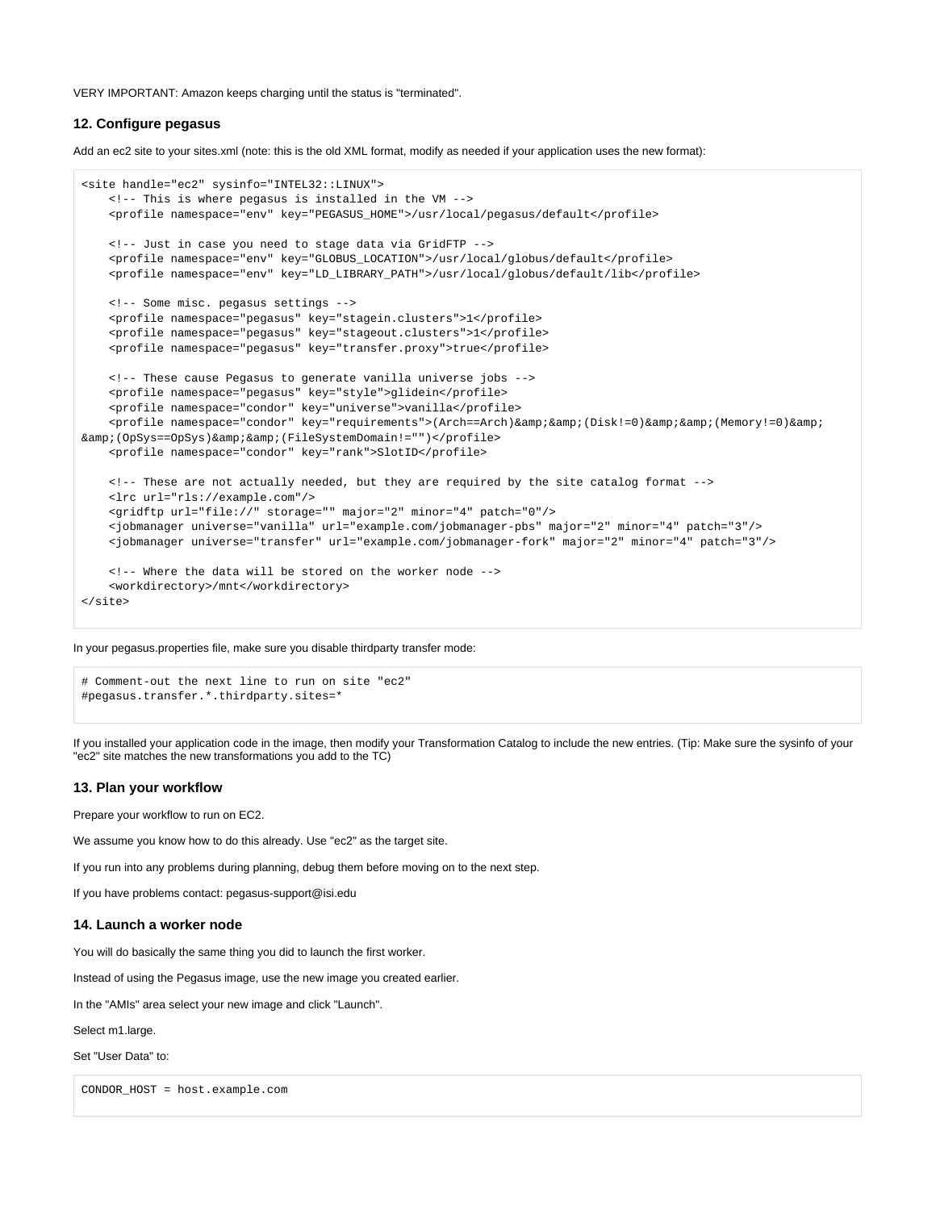VERY IMPORTANT: Amazon keeps charging until the status is "terminated".

### 12. Configure pegasus

Add an ec2 site to your sites.xml (note: this is the old XML format, modify as needed if your application uses the new format):

```
<site handle="ec2" sysinfo="INTEL32::LINUX">
    <!-- This is where pegasus is installed in the VM -->
    <profile namespace="env" key="PEGASUS_HOME">/usr/local/pegasus/default</profile>

    <!-- Just in case you need to stage data via GridFTP -->
    <profile namespace="env" key="GLOBUS_LOCATION">/usr/local/globus/default</profile>
    <profile namespace="env" key="LD_LIBRARY_PATH">/usr/local/globus/default/lib</profile>

    <!-- Some misc. pegasus settings -->
    <profile namespace="pegasus" key="stagein.clusters">1</profile>
    <profile namespace="pegasus" key="stageout.clusters">1</profile>
    <profile namespace="pegasus" key="transfer.proxy">true</profile>

    <!-- These cause Pegasus to generate vanilla universe jobs -->
    <profile namespace="pegasus" key="style">glidein</profile>
    <profile namespace="condor" key="universe">vanilla</profile>
    <profile namespace="condor" key="requirements">(Arch==Arch)&amp;&amp;(Disk!=0)&amp;&amp;(Memory!=0)&amp;
&amp;(OpSys==OpSys)&amp;&amp;(FileSystemDomain!="")</profile>
    <profile namespace="condor" key="rank">SlotID</profile>

    <!-- These are not actually needed, but they are required by the site catalog format -->
    <lrc url="rls://example.com"/>
    <gridftp url="file://" storage="" major="2" minor="4" patch="0"/>
    <jobmanager universe="vanilla" url="example.com/jobmanager-pbs" major="2" minor="4" patch="3"/>
    <jobmanager universe="transfer" url="example.com/jobmanager-fork" major="2" minor="4" patch="3"/>

    <!-- Where the data will be stored on the worker node -->
    <workdirectory>/mnt</workdirectory>
</site>
```

In your pegasus.properties file, make sure you disable thirdparty transfer mode:

```
# Comment-out the next line to run on site "ec2"
#pegasus.transfer.*.thirdparty.sites=*
```

If you installed your application code in the image, then modify your Transformation Catalog to include the new entries. (Tip: Make sure the sysinfo of your "ec2" site matches the new transformations you add to the TC)

### 13. Plan your workflow

Prepare your workflow to run on EC2.

We assume you know how to do this already. Use "ec2" as the target site.

If you run into any problems during planning, debug them before moving on to the next step.

If you have problems contact: pegasus-support@isi.edu

### 14. Launch a worker node

You will do basically the same thing you did to launch the first worker.

Instead of using the Pegasus image, use the new image you created earlier.

In the "AMIs" area select your new image and click "Launch".

Select m1.large.

Set "User Data" to:

```
CONDOR_HOST = host.example.com
```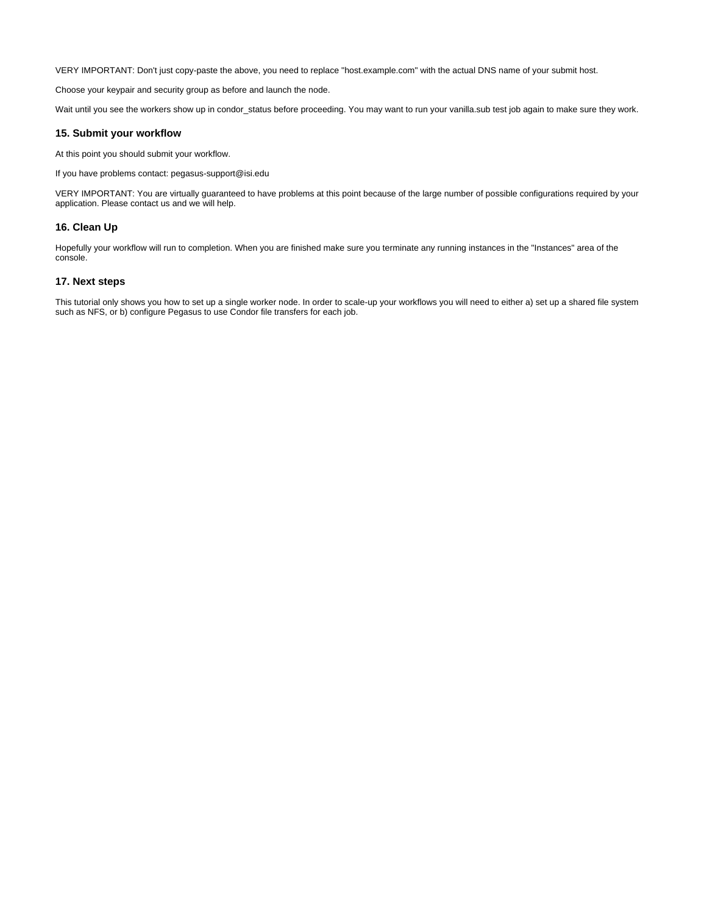VERY IMPORTANT: Don't just copy-paste the above, you need to replace "host.example.com" with the actual DNS name of your submit host.

Choose your keypair and security group as before and launch the node.

Wait until you see the workers show up in condor_status before proceeding. You may want to run your vanilla.sub test job again to make sure they work.

### 15. Submit your workflow

At this point you should submit your workflow.

If you have problems contact: pegasus-support@isi.edu

VERY IMPORTANT: You are virtually guaranteed to have problems at this point because of the large number of possible configurations required by your application. Please contact us and we will help.

### 16. Clean Up

Hopefully your workflow will run to completion. When you are finished make sure you terminate any running instances in the "Instances" area of the console.

### 17. Next steps

This tutorial only shows you how to set up a single worker node. In order to scale-up your workflows you will need to either a) set up a shared file system such as NFS, or b) configure Pegasus to use Condor file transfers for each job.